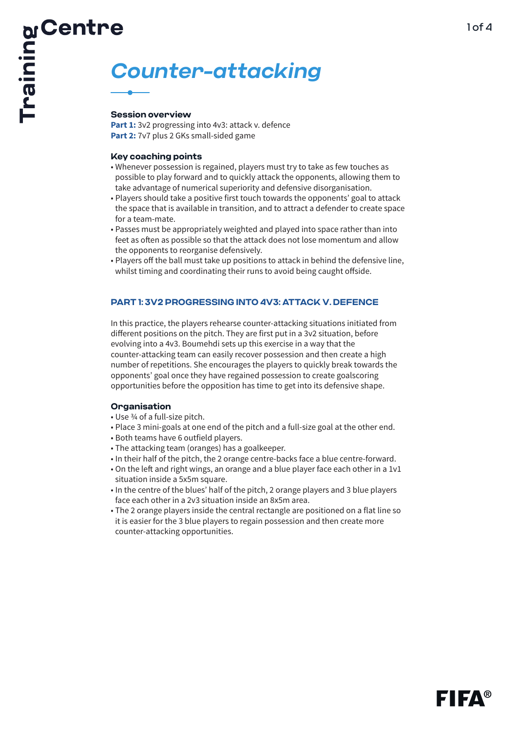# Training Centre

## *Counter-attacking*

### Session overview

**Part 1:** 3v2 progressing into 4v3: attack v. defence
**Part 2:** 7v7 plus 2 GKs small-sided game

### Key coaching points

- Whenever possession is regained, players must try to take as few touches as possible to play forward and to quickly attack the opponents, allowing them to take advantage of numerical superiority and defensive disorganisation.
- Players should take a positive first touch towards the opponents' goal to attack the space that is available in transition, and to attract a defender to create space for a team-mate.
- Passes must be appropriately weighted and played into space rather than into feet as often as possible so that the attack does not lose momentum and allow the opponents to reorganise defensively.
- Players off the ball must take up positions to attack in behind the defensive line, whilst timing and coordinating their runs to avoid being caught offside.

## PART 1: 3V2 PROGRESSING INTO 4V3: ATTACK V. DEFENCE

In this practice, the players rehearse counter-attacking situations initiated from different positions on the pitch. They are first put in a 3v2 situation, before evolving into a 4v3. Boumehdi sets up this exercise in a way that the counter-attacking team can easily recover possession and then create a high number of repetitions. She encourages the players to quickly break towards the opponents' goal once they have regained possession to create goalscoring opportunities before the opposition has time to get into its defensive shape.

### Organisation

- Use ¾ of a full-size pitch.
- Place 3 mini-goals at one end of the pitch and a full-size goal at the other end.
- Both teams have 6 outfield players.
- The attacking team (oranges) has a goalkeeper.
- In their half of the pitch, the 2 orange centre-backs face a blue centre-forward.
- On the left and right wings, an orange and a blue player face each other in a 1v1 situation inside a 5x5m square.
- In the centre of the blues' half of the pitch, 2 orange players and 3 blue players face each other in a 2v3 situation inside an 8x5m area.
- The 2 orange players inside the central rectangle are positioned on a flat line so it is easier for the 3 blue players to regain possession and then create more counter-attacking opportunities.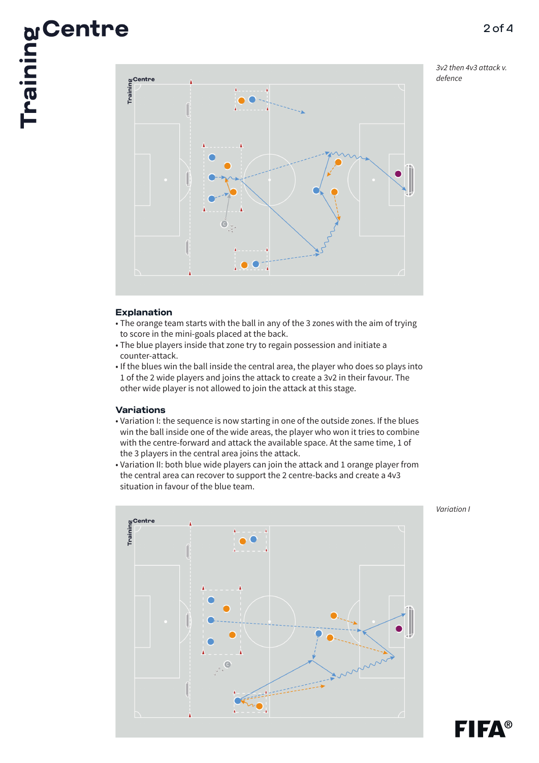*3v2 then 4v3 attack v. defence*

## Explanation

- The orange team starts with the ball in any of the 3 zones with the aim of trying to score in the mini-goals placed at the back.
- The blue players inside that zone try to regain possession and initiate a counter-attack.
- If the blues win the ball inside the central area, the player who does so plays into 1 of the 2 wide players and joins the attack to create a 3v2 in their favour. The other wide player is not allowed to join the attack at this stage.

## Variations

- Variation I: the sequence is now starting in one of the outside zones. If the blues win the ball inside one of the wide areas, the player who won it tries to combine with the centre-forward and attack the available space. At the same time, 1 of the 3 players in the central area joins the attack.
- Variation II: both blue wide players can join the attack and 1 orange player from the central area can recover to support the 2 centre-backs and create a 4v3 situation in favour of the blue team.

*Variation I*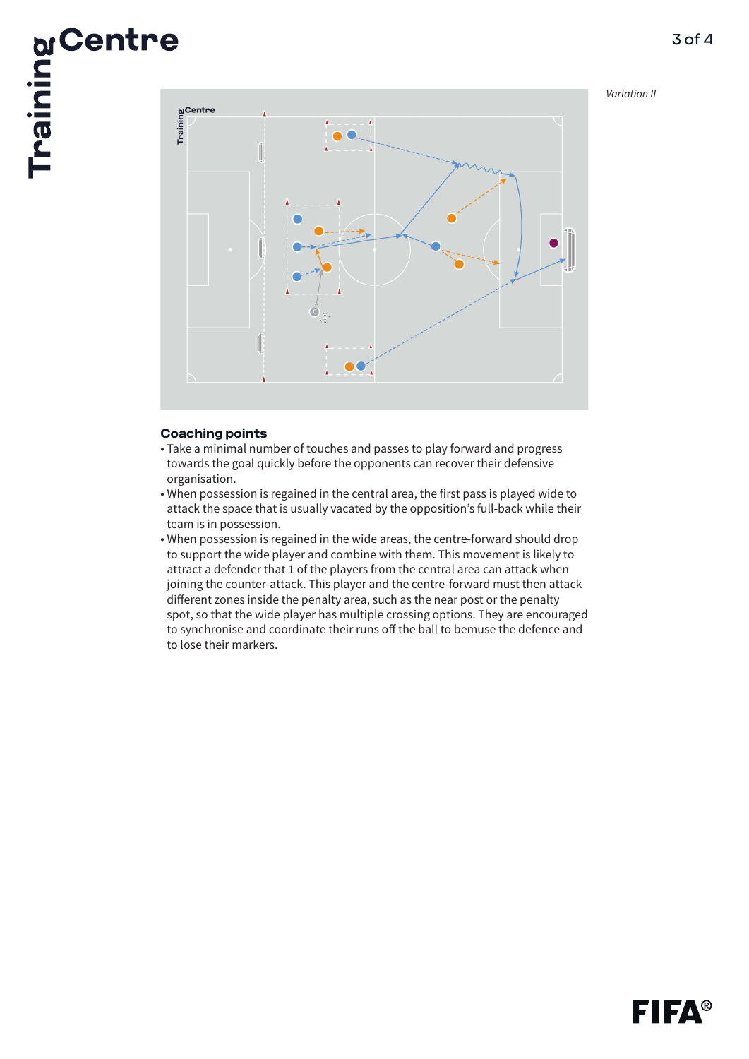*Variation II*

## Coaching points

- Take a minimal number of touches and passes to play forward and progress towards the goal quickly before the opponents can recover their defensive organisation.
- When possession is regained in the central area, the first pass is played wide to attack the space that is usually vacated by the opposition's full-back while their team is in possession.
- When possession is regained in the wide areas, the centre-forward should drop to support the wide player and combine with them. This movement is likely to attract a defender that 1 of the players from the central area can attack when joining the counter-attack. This player and the centre-forward must then attack different zones inside the penalty area, such as the near post or the penalty spot, so that the wide player has multiple crossing options. They are encouraged to synchronise and coordinate their runs off the ball to bemuse the defence and to lose their markers.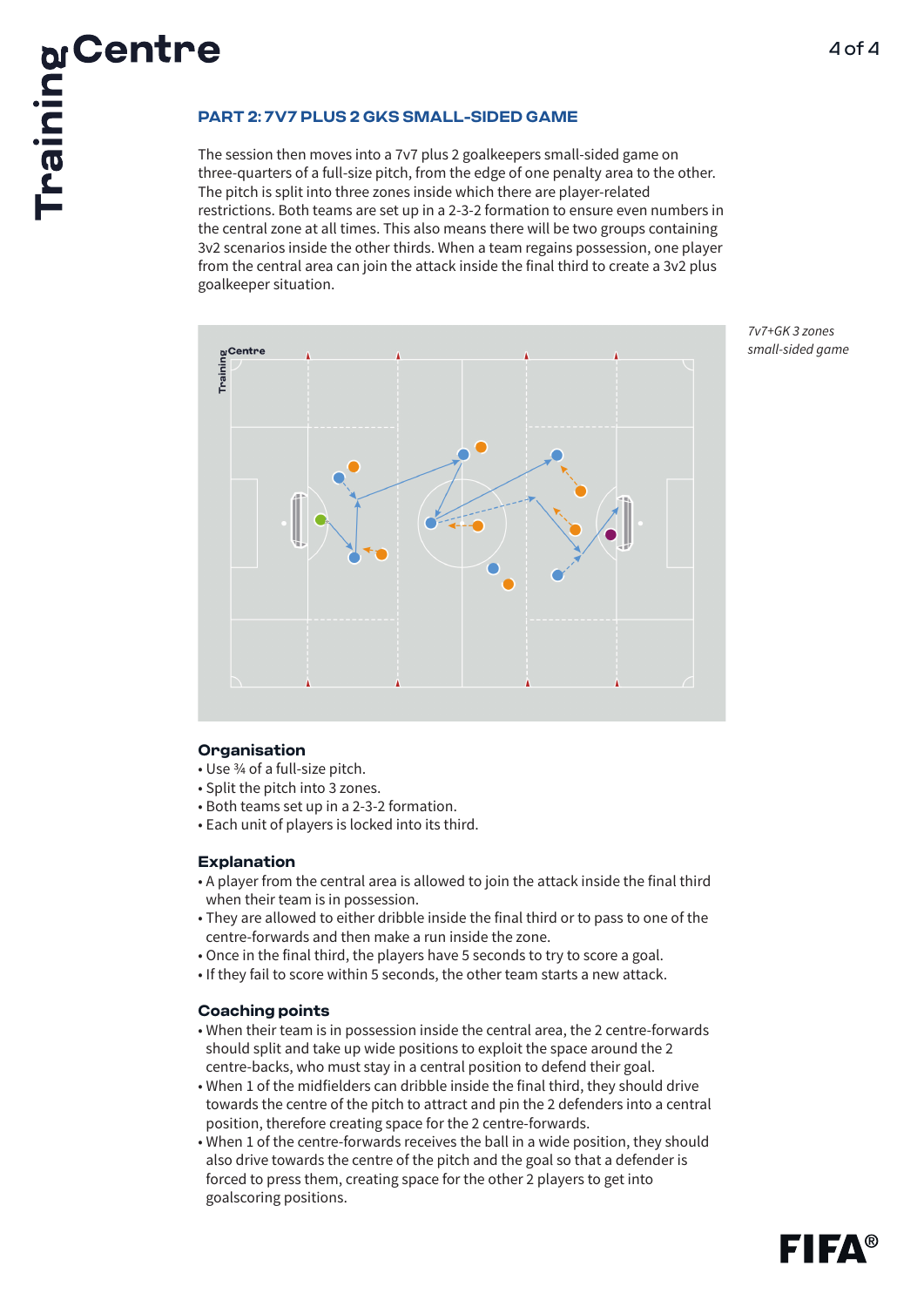## PART 2: 7V7 PLUS 2 GKS SMALL-SIDED GAME

The session then moves into a 7v7 plus 2 goalkeepers small-sided game on three-quarters of a full-size pitch, from the edge of one penalty area to the other. The pitch is split into three zones inside which there are player-related restrictions. Both teams are set up in a 2-3-2 formation to ensure even numbers in the central zone at all times. This also means there will be two groups containing 3v2 scenarios inside the other thirds. When a team regains possession, one player from the central area can join the attack inside the final third to create a 3v2 plus goalkeeper situation.

*7v7+GK 3 zones small-sided game*

### Organisation

- Use ¾ of a full-size pitch.
- Split the pitch into 3 zones.
- Both teams set up in a 2-3-2 formation.
- Each unit of players is locked into its third.

### Explanation

- A player from the central area is allowed to join the attack inside the final third when their team is in possession.
- They are allowed to either dribble inside the final third or to pass to one of the centre-forwards and then make a run inside the zone.
- Once in the final third, the players have 5 seconds to try to score a goal.
- If they fail to score within 5 seconds, the other team starts a new attack.

### Coaching points

- When their team is in possession inside the central area, the 2 centre-forwards should split and take up wide positions to exploit the space around the 2 centre-backs, who must stay in a central position to defend their goal.
- When 1 of the midfielders can dribble inside the final third, they should drive towards the centre of the pitch to attract and pin the 2 defenders into a central position, therefore creating space for the 2 centre-forwards.
- When 1 of the centre-forwards receives the ball in a wide position, they should also drive towards the centre of the pitch and the goal so that a defender is forced to press them, creating space for the other 2 players to get into goalscoring positions.